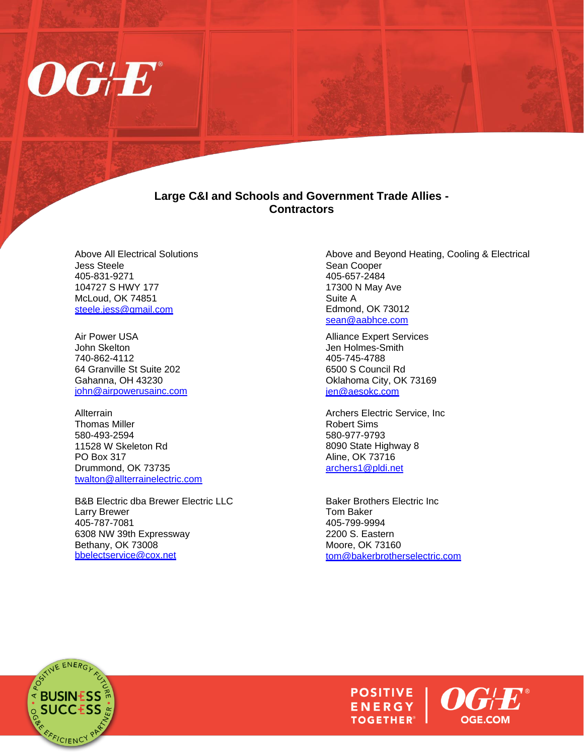# Large C&I and Schools and Government Trade Allies - Contractors

Above All Electrical Solutions
Jess Steele
405-831-9271
104727 S HWY 177
McLoud, OK 74851
steele.jess@gmail.com

Above and Beyond Heating, Cooling & Electrical
Sean Cooper
405-657-2484
17300 N May Ave
Suite A
Edmond, OK 73012
sean@aabhce.com

Air Power USA
John Skelton
740-862-4112
64 Granville St Suite 202
Gahanna, OH 43230
john@airpowerusainc.com

Alliance Expert Services
Jen Holmes-Smith
405-745-4788
6500 S Council Rd
Oklahoma City, OK 73169
jen@aesokc.com

Allterrain
Thomas Miller
580-493-2594
11528 W Skeleton Rd
PO Box 317
Drummond, OK 73735
twalton@allterrainelectric.com

Archers Electric Service, Inc
Robert Sims
580-977-9793
8090 State Highway 8
Aline, OK 73716
archers1@pldi.net

B&B Electric dba Brewer Electric LLC
Larry Brewer
405-787-7081
6308 NW 39th Expressway
Bethany, OK 73008
bbelectservice@cox.net

Baker Brothers Electric Inc
Tom Baker
405-799-9994
2200 S. Eastern
Moore, OK 73160
tom@bakerbrotherselectric.com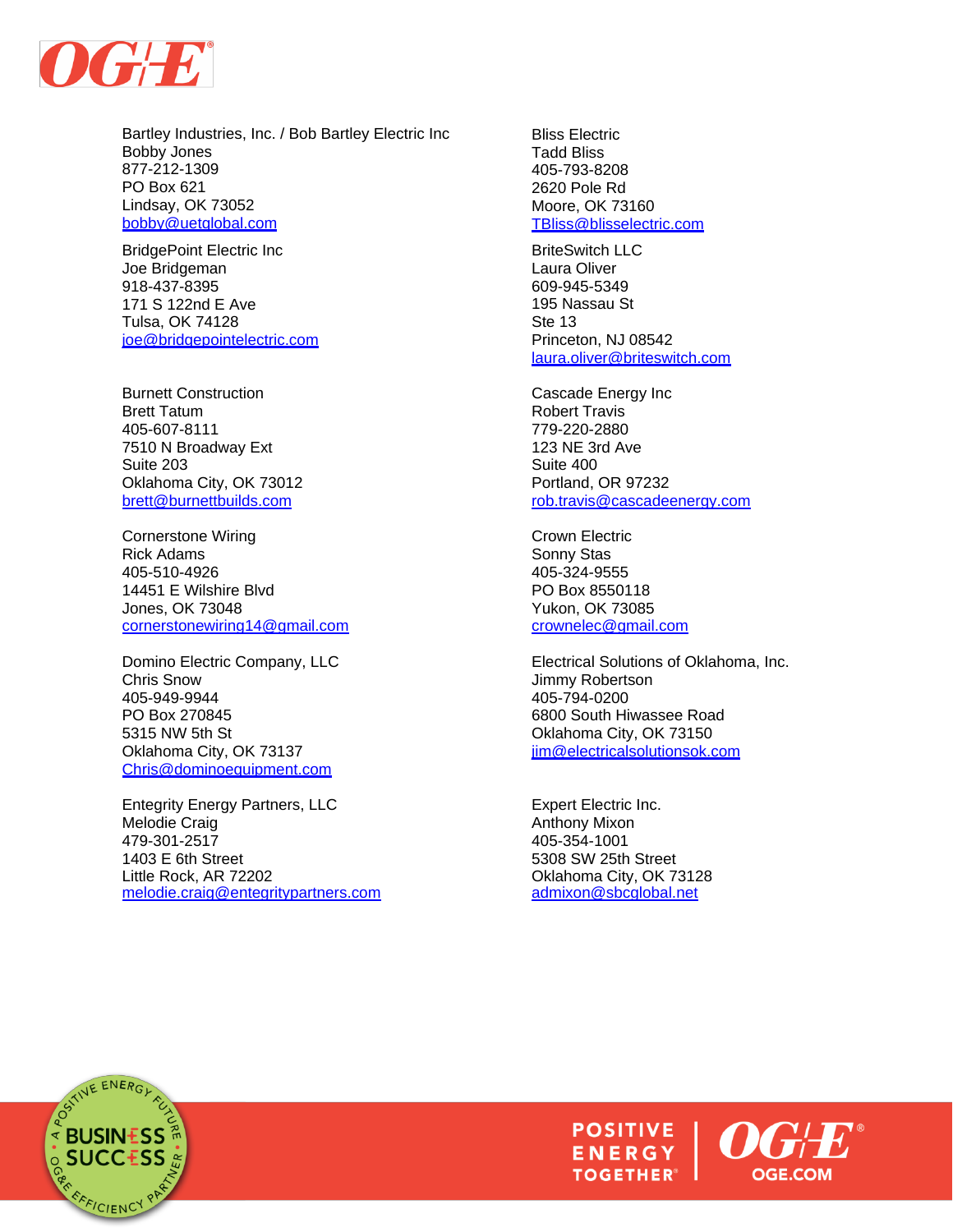Bartley Industries, Inc. / Bob Bartley Electric Inc
Bobby Jones
877-212-1309
PO Box 621
Lindsay, OK 73052
bobby@uetglobal.com

Bliss Electric
Tadd Bliss
405-793-8208
2620 Pole Rd
Moore, OK 73160
TBliss@blisselectric.com

BridgePoint Electric Inc
Joe Bridgeman
918-437-8395
171 S 122nd E Ave
Tulsa, OK 74128
joe@bridgepointelectric.com

BriteSwitch LLC
Laura Oliver
609-945-5349
195 Nassau St
Ste 13
Princeton, NJ 08542
laura.oliver@briteswitch.com

Burnett Construction
Brett Tatum
405-607-8111
7510 N Broadway Ext
Suite 203
Oklahoma City, OK 73012
brett@burnettbuilds.com

Cascade Energy Inc
Robert Travis
779-220-2880
123 NE 3rd Ave
Suite 400
Portland, OR 97232
rob.travis@cascadeenergy.com

Cornerstone Wiring
Rick Adams
405-510-4926
14451 E Wilshire Blvd
Jones, OK 73048
cornerstonewiring14@gmail.com

Crown Electric
Sonny Stas
405-324-9555
PO Box 8550118
Yukon, OK 73085
crownelec@gmail.com

Domino Electric Company, LLC
Chris Snow
405-949-9944
PO Box 270845
5315 NW 5th St
Oklahoma City, OK 73137
Chris@dominoequipment.com

Electrical Solutions of Oklahoma, Inc.
Jimmy Robertson
405-794-0200
6800 South Hiwassee Road
Oklahoma City, OK 73150
jim@electricalsolutionsok.com

Entegrity Energy Partners, LLC
Melodie Craig
479-301-2517
1403 E 6th Street
Little Rock, AR 72202
melodie.craig@entegritypartners.com

Expert Electric Inc.
Anthony Mixon
405-354-1001
5308 SW 25th Street
Oklahoma City, OK 73128
admixon@sbcglobal.net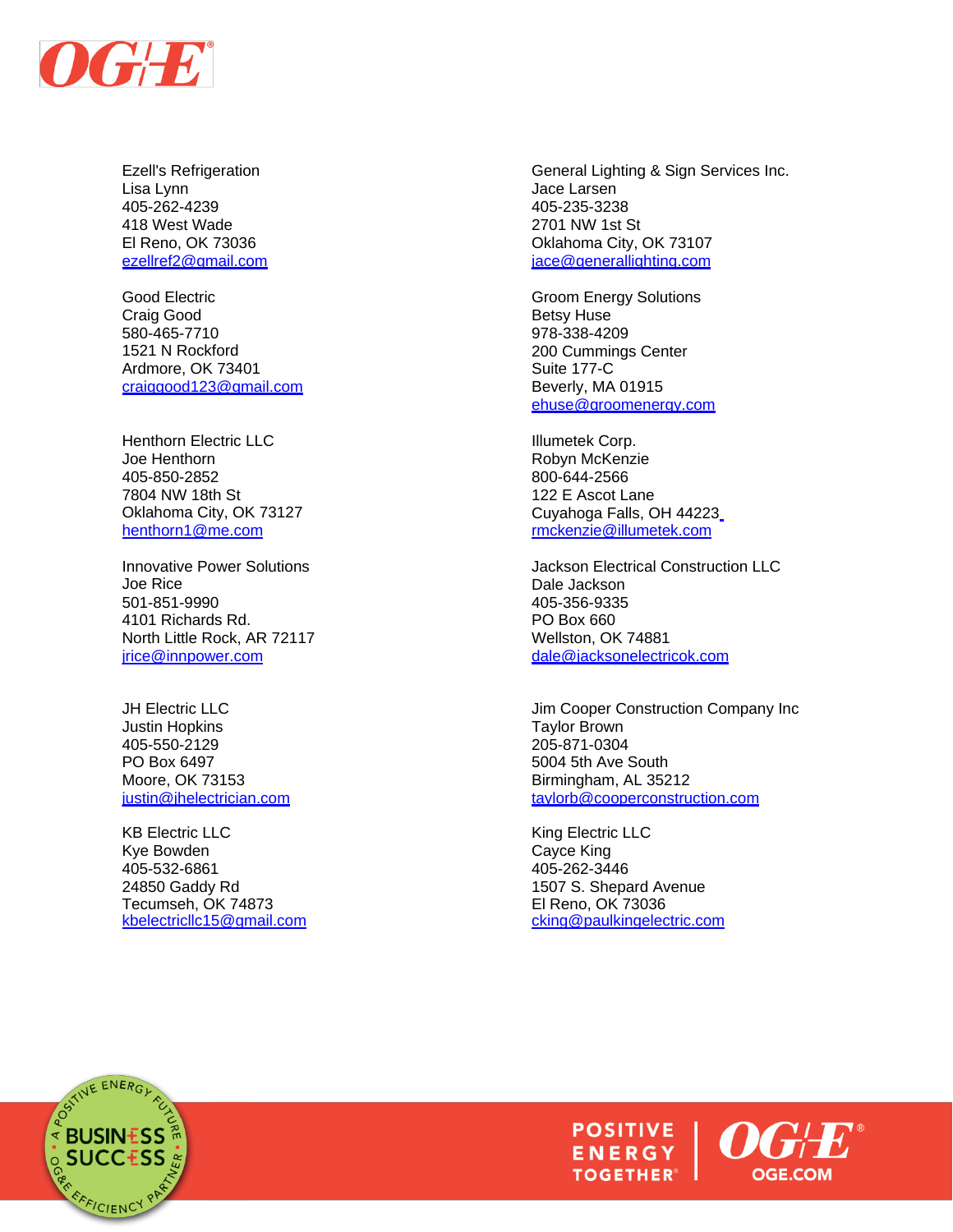Ezell's Refrigeration
Lisa Lynn
405-262-4239
418 West Wade
El Reno, OK 73036
ezellref2@gmail.com

General Lighting & Sign Services Inc.
Jace Larsen
405-235-3238
2701 NW 1st St
Oklahoma City, OK 73107
jace@generallighting.com

Good Electric
Craig Good
580-465-7710
1521 N Rockford
Ardmore, OK 73401
craiggood123@gmail.com

Groom Energy Solutions
Betsy Huse
978-338-4209
200 Cummings Center
Suite 177-C
Beverly, MA 01915
ehuse@groomenergy.com

Henthorn Electric LLC
Joe Henthorn
405-850-2852
7804 NW 18th St
Oklahoma City, OK 73127
henthorn1@me.com

Illumetek Corp.
Robyn McKenzie
800-644-2566
122 E Ascot Lane
Cuyahoga Falls, OH 44223
rmckenzie@illumetek.com

Innovative Power Solutions
Joe Rice
501-851-9990
4101 Richards Rd.
North Little Rock, AR 72117
jrice@innpower.com

Jackson Electrical Construction LLC
Dale Jackson
405-356-9335
PO Box 660
Wellston, OK 74881
dale@jacksonelectricok.com

JH Electric LLC
Justin Hopkins
405-550-2129
PO Box 6497
Moore, OK 73153
justin@jhelectrician.com

Jim Cooper Construction Company Inc
Taylor Brown
205-871-0304
5004 5th Ave South
Birmingham, AL 35212
taylorb@cooperconstruction.com

KB Electric LLC
Kye Bowden
405-532-6861
24850 Gaddy Rd
Tecumseh, OK 74873
kbelectricllc15@gmail.com

King Electric LLC
Cayce King
405-262-3446
1507 S. Shepard Avenue
El Reno, OK 73036
cking@paulkingelectric.com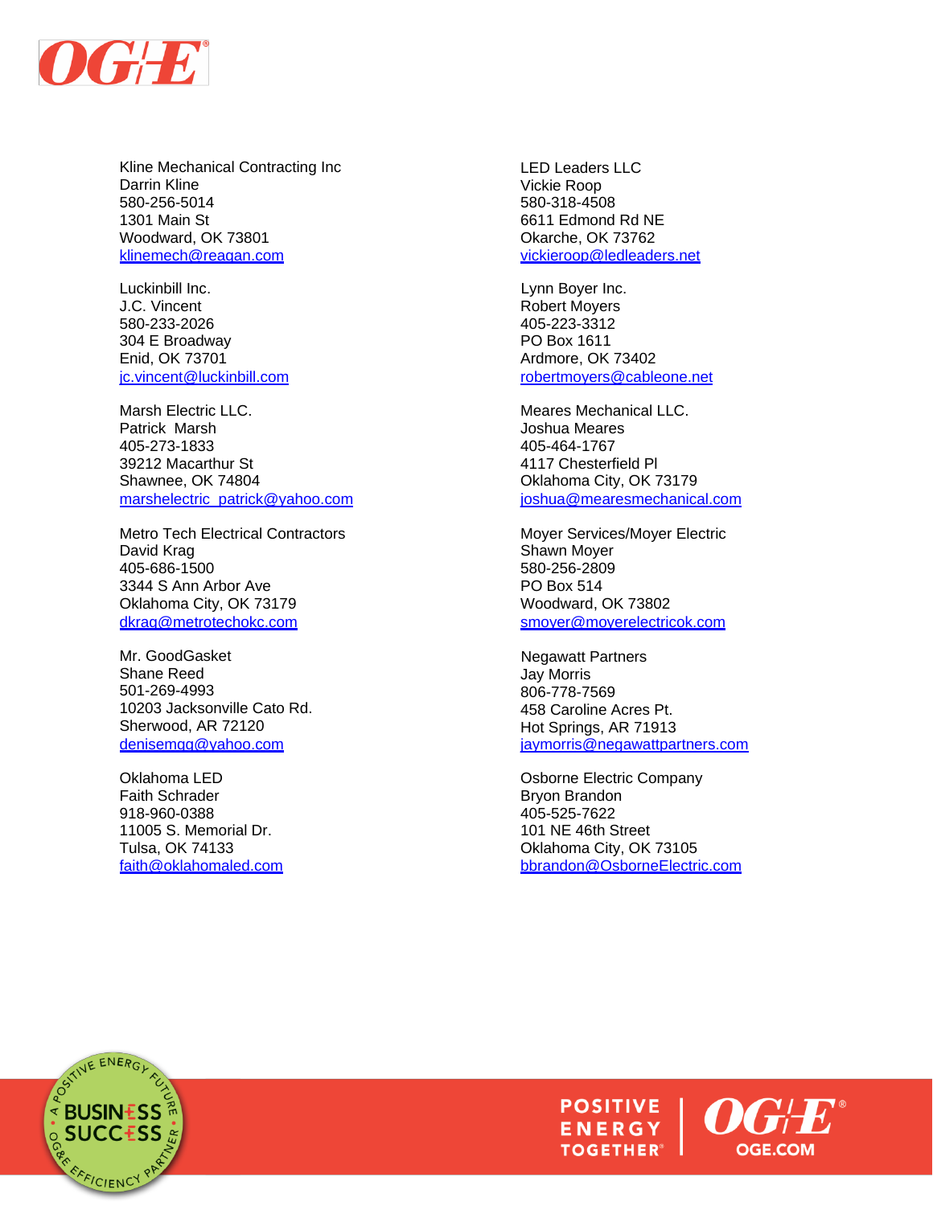Kline Mechanical Contracting Inc
Darrin Kline
580-256-5014
1301 Main St
Woodward, OK 73801
klinemech@reagan.com

Luckinbill Inc.
J.C. Vincent
580-233-2026
304 E Broadway
Enid, OK 73701
jc.vincent@luckinbill.com

Marsh Electric LLC.
Patrick Marsh
405-273-1833
39212 Macarthur St
Shawnee, OK 74804
marshelectric_patrick@yahoo.com

Metro Tech Electrical Contractors
David Krag
405-686-1500
3344 S Ann Arbor Ave
Oklahoma City, OK 73179
dkrag@metrotechokc.com

Mr. GoodGasket
Shane Reed
501-269-4993
10203 Jacksonville Cato Rd.
Sherwood, AR 72120
denisemgg@yahoo.com

Oklahoma LED
Faith Schrader
918-960-0388
11005 S. Memorial Dr.
Tulsa, OK 74133
faith@oklahomaled.com

LED Leaders LLC
Vickie Roop
580-318-4508
6611 Edmond Rd NE
Okarche, OK 73762
vickieroop@ledleaders.net

Lynn Boyer Inc.
Robert Moyers
405-223-3312
PO Box 1611
Ardmore, OK 73402
robertmoyers@cableone.net

Meares Mechanical LLC.
Joshua Meares
405-464-1767
4117 Chesterfield Pl
Oklahoma City, OK 73179
joshua@mearesmechanical.com

Moyer Services/Moyer Electric
Shawn Moyer
580-256-2809
PO Box 514
Woodward, OK 73802
smoyer@moyerelectricok.com

Negawatt Partners
Jay Morris
806-778-7569
458 Caroline Acres Pt.
Hot Springs, AR 71913
jaymorris@negawattpartners.com

Osborne Electric Company
Bryon Brandon
405-525-7622
101 NE 46th Street
Oklahoma City, OK 73105
bbrandon@OsborneElectric.com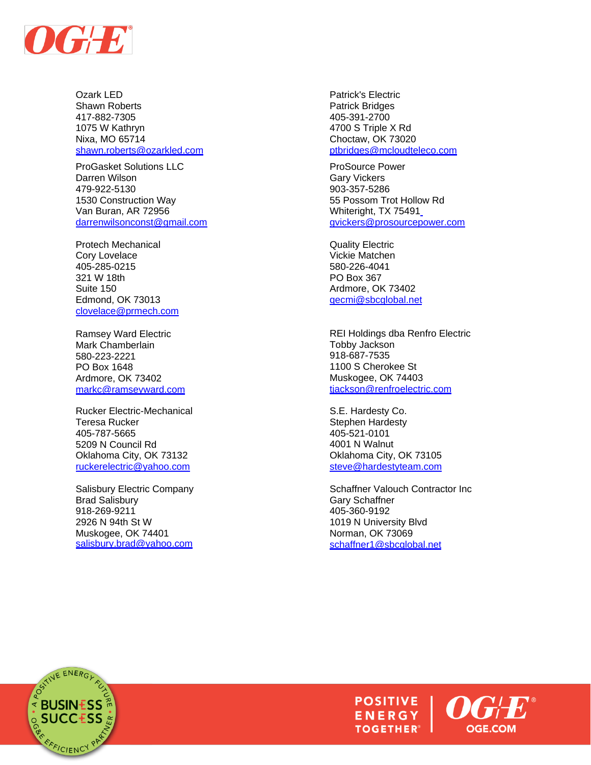Ozark LED
Shawn Roberts
417-882-7305
1075 W Kathryn
Nixa, MO 65714
shawn.roberts@ozarkled.com

ProGasket Solutions LLC
Darren Wilson
479-922-5130
1530 Construction Way
Van Buran, AR 72956
darrenwilsonconst@gmail.com

Protech Mechanical
Cory Lovelace
405-285-0215
321 W 18th
Suite 150
Edmond, OK 73013
clovelace@prmech.com

Ramsey Ward Electric
Mark Chamberlain
580-223-2221
PO Box 1648
Ardmore, OK 73402
markc@ramseyward.com

Rucker Electric-Mechanical
Teresa Rucker
405-787-5665
5209 N Council Rd
Oklahoma City, OK 73132
ruckerelectric@yahoo.com

Salisbury Electric Company
Brad Salisbury
918-269-9211
2926 N 94th St W
Muskogee, OK 74401
salisbury.brad@yahoo.com

Patrick's Electric
Patrick Bridges
405-391-2700
4700 S Triple X Rd
Choctaw, OK 73020
ptbridges@mcloudteleco.com

ProSource Power
Gary Vickers
903-357-5286
55 Possom Trot Hollow Rd
Whiteright, TX 75491
gvickers@prosourcepower.com

Quality Electric
Vickie Matchen
580-226-4041
PO Box 367
Ardmore, OK 73402
qecmi@sbcglobal.net

REI Holdings dba Renfro Electric
Tobby Jackson
918-687-7535
1100 S Cherokee St
Muskogee, OK 74403
tjackson@renfroelectric.com

S.E. Hardesty Co.
Stephen Hardesty
405-521-0101
4001 N Walnut
Oklahoma City, OK 73105
steve@hardestyteam.com

Schaffner Valouch Contractor Inc
Gary Schaffner
405-360-9192
1019 N University Blvd
Norman, OK 73069
schaffner1@sbcglobal.net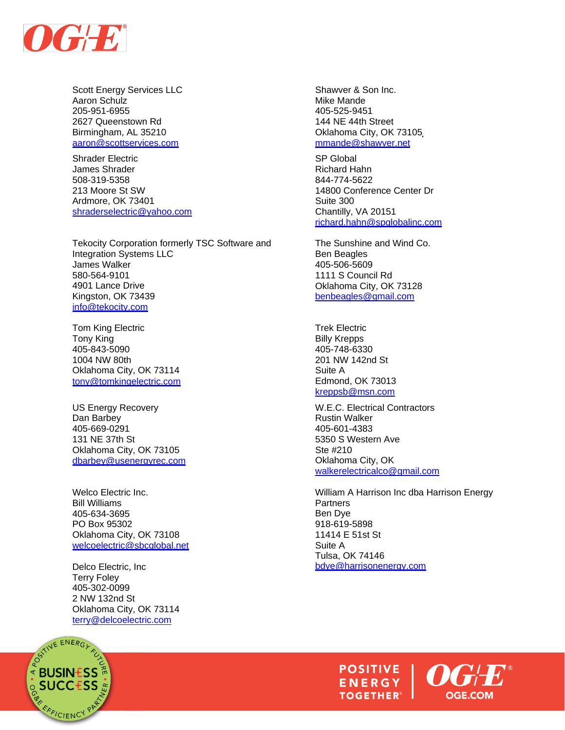Scott Energy Services LLC
Aaron Schulz
205-951-6955
2627 Queenstown Rd
Birmingham, AL 35210
aaron@scottservices.com

Shrader Electric
James Shrader
508-319-5358
213 Moore St SW
Ardmore, OK 73401
shraderselectric@yahoo.com

Tekocity Corporation formerly TSC Software and Integration Systems LLC
James Walker
580-564-9101
4901 Lance Drive
Kingston, OK 73439
info@tekocity.com

Tom King Electric
Tony King
405-843-5090
1004 NW 80th
Oklahoma City, OK 73114
tony@tomkingelectric.com

US Energy Recovery
Dan Barbey
405-669-0291
131 NE 37th St
Oklahoma City, OK 73105
dbarbey@usenergyrec.com

Welco Electric Inc.
Bill Williams
405-634-3695
PO Box 95302
Oklahoma City, OK 73108
welcoelectric@sbcglobal.net

Delco Electric, Inc
Terry Foley
405-302-0099
2 NW 132nd St
Oklahoma City, OK 73114
terry@delcoelectric.com

Shawver & Son Inc.
Mike Mande
405-525-9451
144 NE 44th Street
Oklahoma City, OK 73105
mmande@shawver.net

SP Global
Richard Hahn
844-774-5622
14800 Conference Center Dr
Suite 300
Chantilly, VA 20151
richard.hahn@spglobalinc.com

The Sunshine and Wind Co.
Ben Beagles
405-506-5609
1111 S Council Rd
Oklahoma City, OK 73128
benbeagles@gmail.com

Trek Electric
Billy Krepps
405-748-6330
201 NW 142nd St
Suite A
Edmond, OK 73013
kreppsb@msn.com

W.E.C. Electrical Contractors
Rustin Walker
405-601-4383
5350 S Western Ave
Ste #210
Oklahoma City, OK
walkerelectricalco@gmail.com

William A Harrison Inc dba Harrison Energy Partners
Ben Dye
918-619-5898
11414 E 51st St
Suite A
Tulsa, OK 74146
bdye@harrisonenergy.com